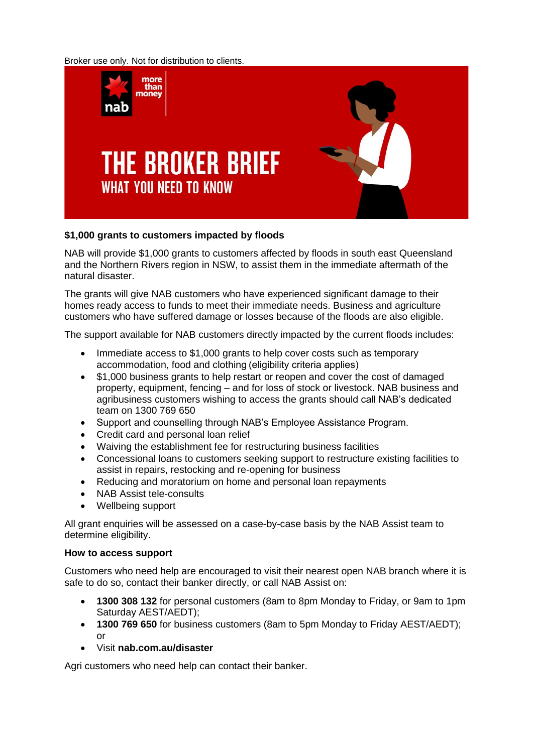Broker use only. Not for distribution to clients.

# THE BROKER BRIEF

## WHAT YOU NEED TO KNOW

**$1,000 grants to customers impacted by floods**

NAB will provide $1,000 grants to customers affected by floods in south east Queensland and the Northern Rivers region in NSW, to assist them in the immediate aftermath of the natural disaster.

The grants will give NAB customers who have experienced significant damage to their homes ready access to funds to meet their immediate needs. Business and agriculture customers who have suffered damage or losses because of the floods are also eligible.

The support available for NAB customers directly impacted by the current floods includes:

- Immediate access to $1,000 grants to help cover costs such as temporary accommodation, food and clothing (eligibility criteria applies)
- $1,000 business grants to help restart or reopen and cover the cost of damaged property, equipment, fencing – and for loss of stock or livestock. NAB business and agribusiness customers wishing to access the grants should call NAB's dedicated team on 1300 769 650
- Support and counselling through NAB's Employee Assistance Program.
- Credit card and personal loan relief
- Waiving the establishment fee for restructuring business facilities
- Concessional loans to customers seeking support to restructure existing facilities to assist in repairs, restocking and re-opening for business
- Reducing and moratorium on home and personal loan repayments
- NAB Assist tele-consults
- Wellbeing support

All grant enquiries will be assessed on a case-by-case basis by the NAB Assist team to determine eligibility.

**How to access support**

Customers who need help are encouraged to visit their nearest open NAB branch where it is safe to do so, contact their banker directly, or call NAB Assist on:

- **1300 308 132** for personal customers (8am to 8pm Monday to Friday, or 9am to 1pm Saturday AEST/AEDT);
- **1300 769 650** for business customers (8am to 5pm Monday to Friday AEST/AEDT); or
- Visit **nab.com.au/disaster**

Agri customers who need help can contact their banker.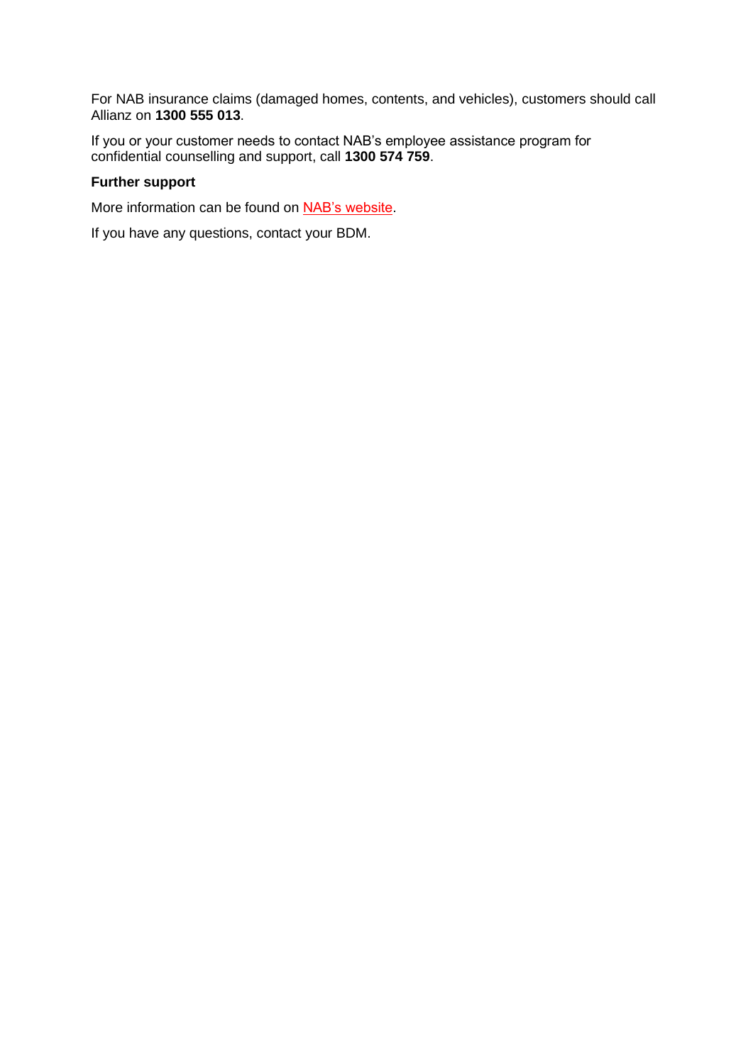For NAB insurance claims (damaged homes, contents, and vehicles), customers should call Allianz on **1300 555 013**.

If you or your customer needs to contact NAB's employee assistance program for confidential counselling and support, call **1300 574 759**.

**Further support**

More information can be found on NAB's website.

If you have any questions, contact your BDM.